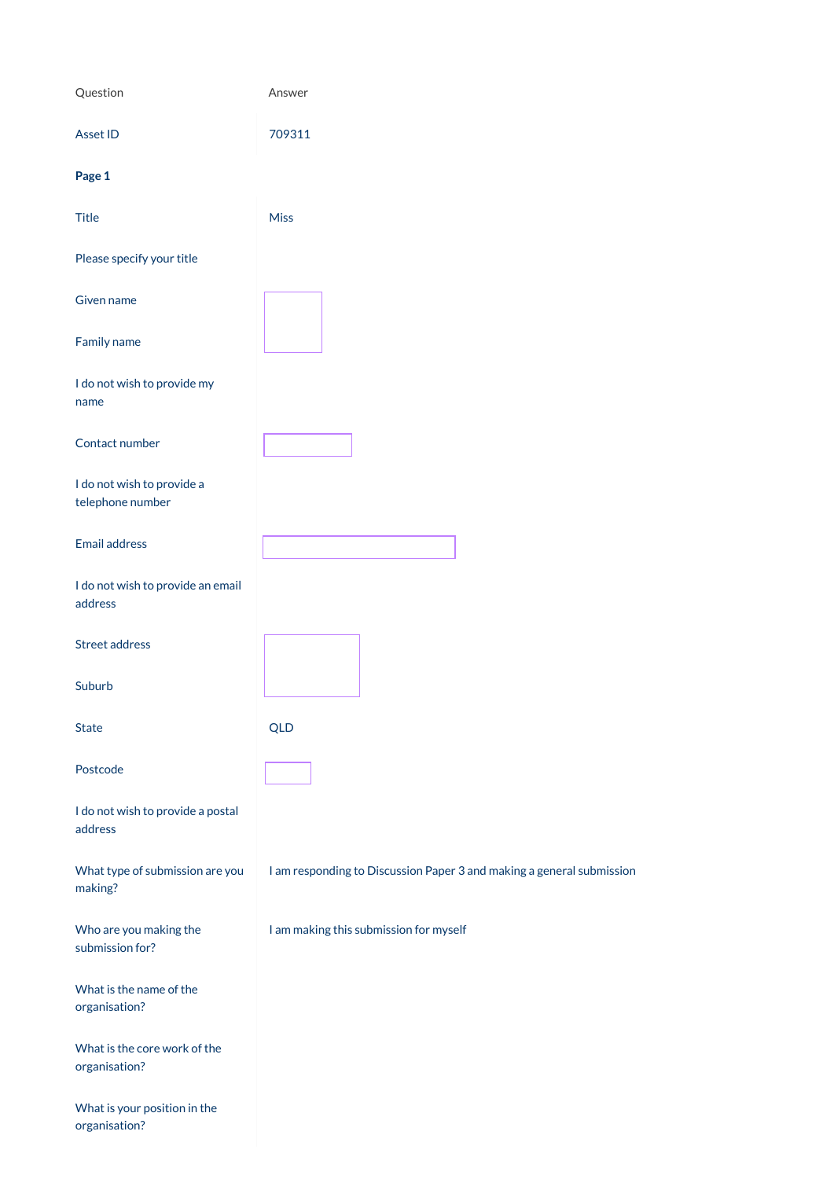| Question | Answer |
| --- | --- |
| Asset ID | 709311 |
| **Page 1** | |
| Title | Miss |
| Please specify your title | |
| Given name | |
| Family name | |
| I do not wish to provide my name | |
| Contact number | |
| I do not wish to provide a telephone number | |
| Email address | |
| I do not wish to provide an email address | |
| Street address | |
| Suburb | |
| State | QLD |
| Postcode | |
| I do not wish to provide a postal address | |
| What type of submission are you making? | I am responding to Discussion Paper 3 and making a general submission |
| Who are you making the submission for? | I am making this submission for myself |
| What is the name of the organisation? | |
| What is the core work of the organisation? | |
| What is your position in the organisation? | |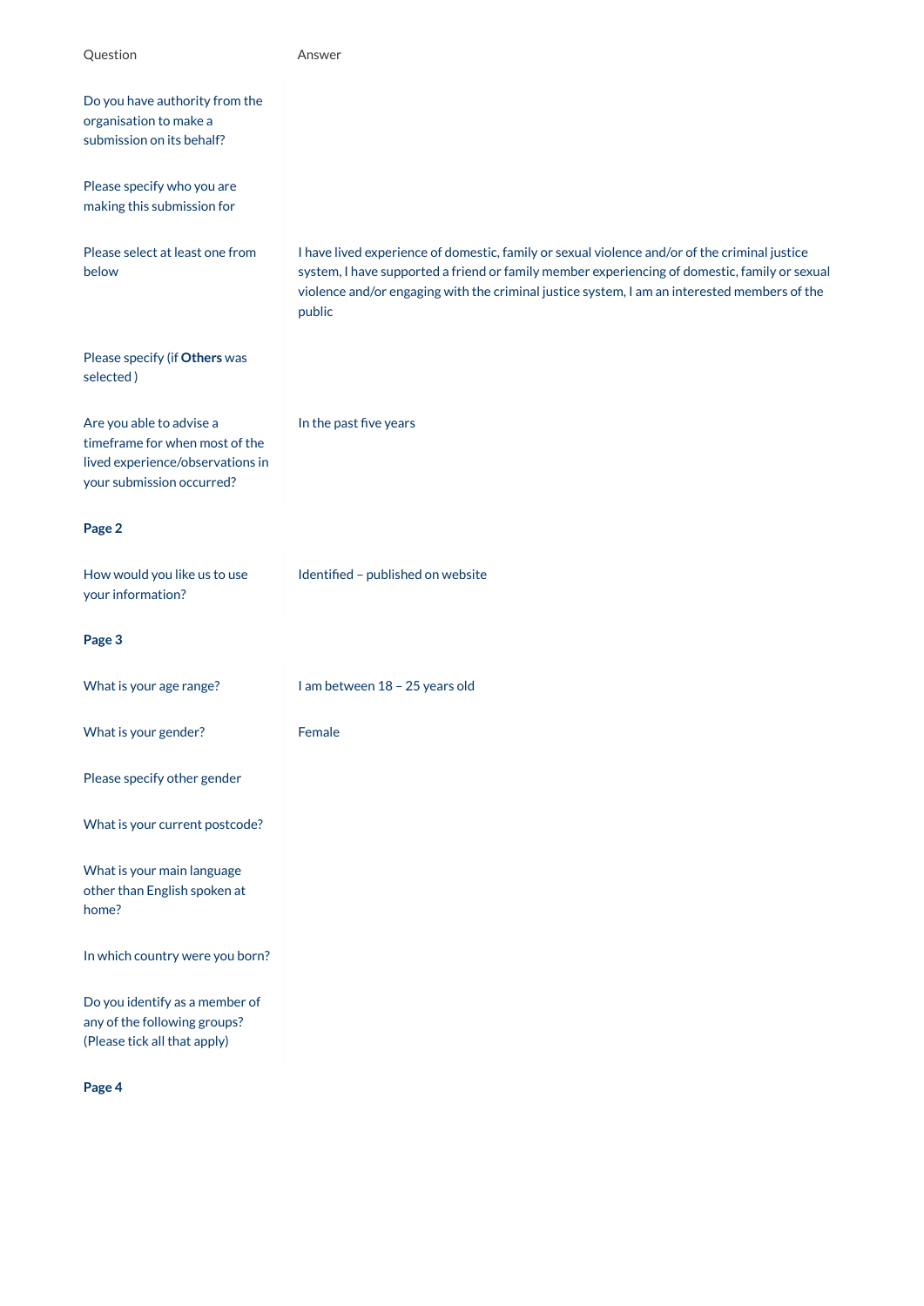| Question | Answer |
| --- | --- |
| Do you have authority from the organisation to make a submission on its behalf? | |
| Please specify who you are making this submission for | |
| Please select at least one from below | I have lived experience of domestic, family or sexual violence and/or of the criminal justice system, I have supported a friend or family member experiencing of domestic, family or sexual violence and/or engaging with the criminal justice system, I am an interested members of the public |
| Please specify (if **Others** was selected ) | |
| Are you able to advise a timeframe for when most of the lived experience/observations in your submission occurred? | In the past five years |
| **Page 2** | |
| How would you like us to use your information? | Identified – published on website |
| **Page 3** | |
| What is your age range? | I am between 18 – 25 years old |
| What is your gender? | Female |
| Please specify other gender | |
| What is your current postcode? | |
| What is your main language other than English spoken at home? | |
| In which country were you born? | |
| Do you identify as a member of any of the following groups? (Please tick all that apply) | |
| **Page 4** | |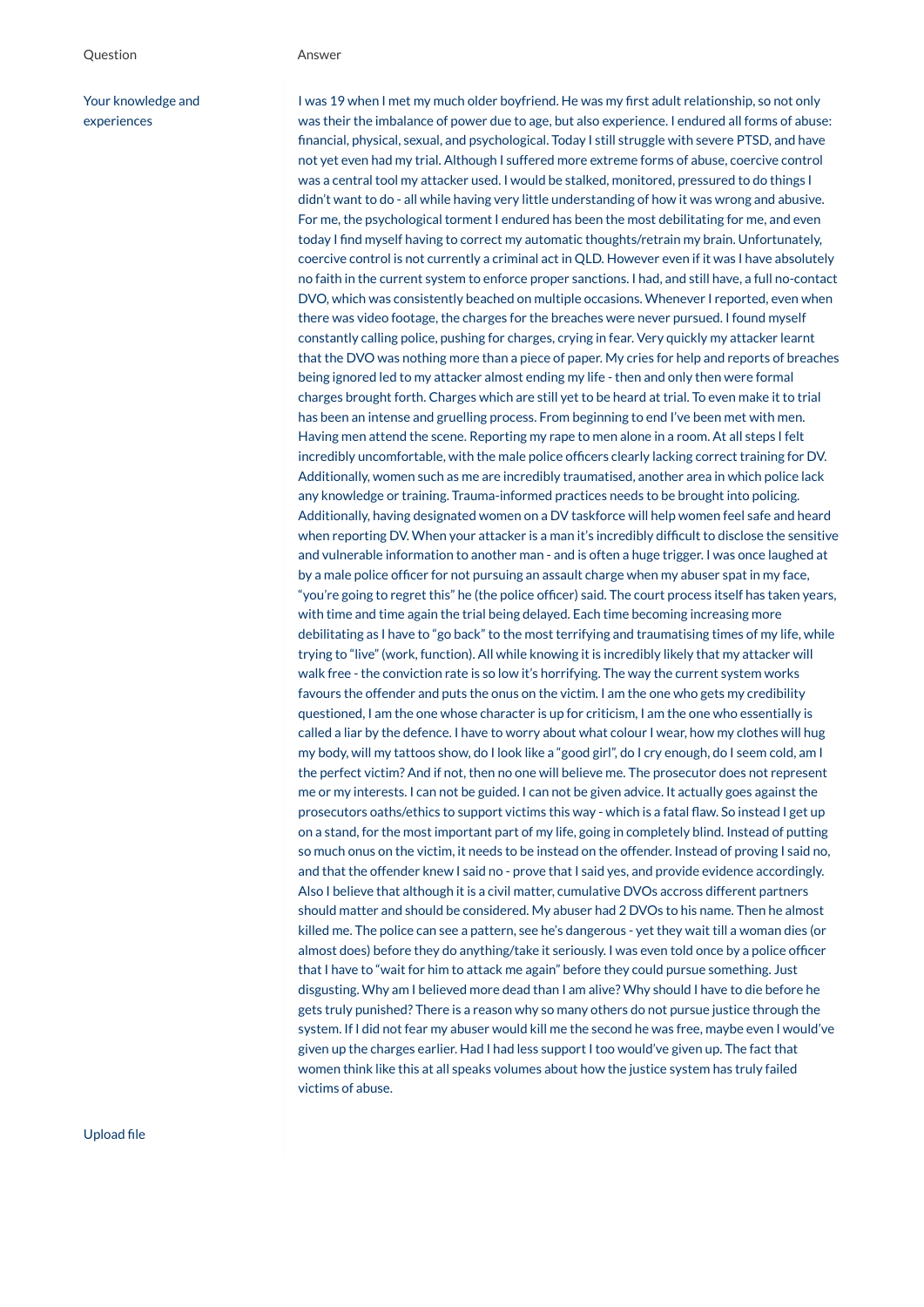| Question | Answer |
|---|---|
| Your knowledge and experiences | I was 19 when I met my much older boyfriend. He was my first adult relationship, so not only was their the imbalance of power due to age, but also experience. I endured all forms of abuse: financial, physical, sexual, and psychological. Today I still struggle with severe PTSD, and have not yet even had my trial. Although I suffered more extreme forms of abuse, coercive control was a central tool my attacker used. I would be stalked, monitored, pressured to do things I didn't want to do - all while having very little understanding of how it was wrong and abusive. For me, the psychological torment I endured has been the most debilitating for me, and even today I find myself having to correct my automatic thoughts/retrain my brain. Unfortunately, coercive control is not currently a criminal act in QLD. However even if it was I have absolutely no faith in the current system to enforce proper sanctions. I had, and still have, a full no-contact DVO, which was consistently beached on multiple occasions. Whenever I reported, even when there was video footage, the charges for the breaches were never pursued. I found myself constantly calling police, pushing for charges, crying in fear. Very quickly my attacker learnt that the DVO was nothing more than a piece of paper. My cries for help and reports of breaches being ignored led to my attacker almost ending my life - then and only then were formal charges brought forth. Charges which are still yet to be heard at trial. To even make it to trial has been an intense and gruelling process. From beginning to end I've been met with men. Having men attend the scene. Reporting my rape to men alone in a room. At all steps I felt incredibly uncomfortable, with the male police officers clearly lacking correct training for DV. Additionally, women such as me are incredibly traumatised, another area in which police lack any knowledge or training. Trauma-informed practices needs to be brought into policing. Additionally, having designated women on a DV taskforce will help women feel safe and heard when reporting DV. When your attacker is a man it's incredibly difficult to disclose the sensitive and vulnerable information to another man - and is often a huge trigger. I was once laughed at by a male police officer for not pursuing an assault charge when my abuser spat in my face, "you're going to regret this" he (the police officer) said. The court process itself has taken years, with time and time again the trial being delayed. Each time becoming increasing more debilitating as I have to "go back" to the most terrifying and traumatising times of my life, while trying to "live" (work, function). All while knowing it is incredibly likely that my attacker will walk free - the conviction rate is so low it's horrifying. The way the current system works favours the offender and puts the onus on the victim. I am the one who gets my credibility questioned, I am the one whose character is up for criticism, I am the one who essentially is called a liar by the defence. I have to worry about what colour I wear, how my clothes will hug my body, will my tattoos show, do I look like a "good girl", do I cry enough, do I seem cold, am I the perfect victim? And if not, then no one will believe me. The prosecutor does not represent me or my interests. I can not be guided. I can not be given advice. It actually goes against the prosecutors oaths/ethics to support victims this way - which is a fatal flaw. So instead I get up on a stand, for the most important part of my life, going in completely blind. Instead of putting so much onus on the victim, it needs to be instead on the offender. Instead of proving I said no, and that the offender knew I said no - prove that I said yes, and provide evidence accordingly. Also I believe that although it is a civil matter, cumulative DVOs accross different partners should matter and should be considered. My abuser had 2 DVOs to his name. Then he almost killed me. The police can see a pattern, see he's dangerous - yet they wait till a woman dies (or almost does) before they do anything/take it seriously. I was even told once by a police officer that I have to "wait for him to attack me again" before they could pursue something. Just disgusting. Why am I believed more dead than I am alive? Why should I have to die before he gets truly punished? There is a reason why so many others do not pursue justice through the system. If I did not fear my abuser would kill me the second he was free, maybe even I would've given up the charges earlier. Had I had less support I too would've given up. The fact that women think like this at all speaks volumes about how the justice system has truly failed victims of abuse. |
| Upload file | |